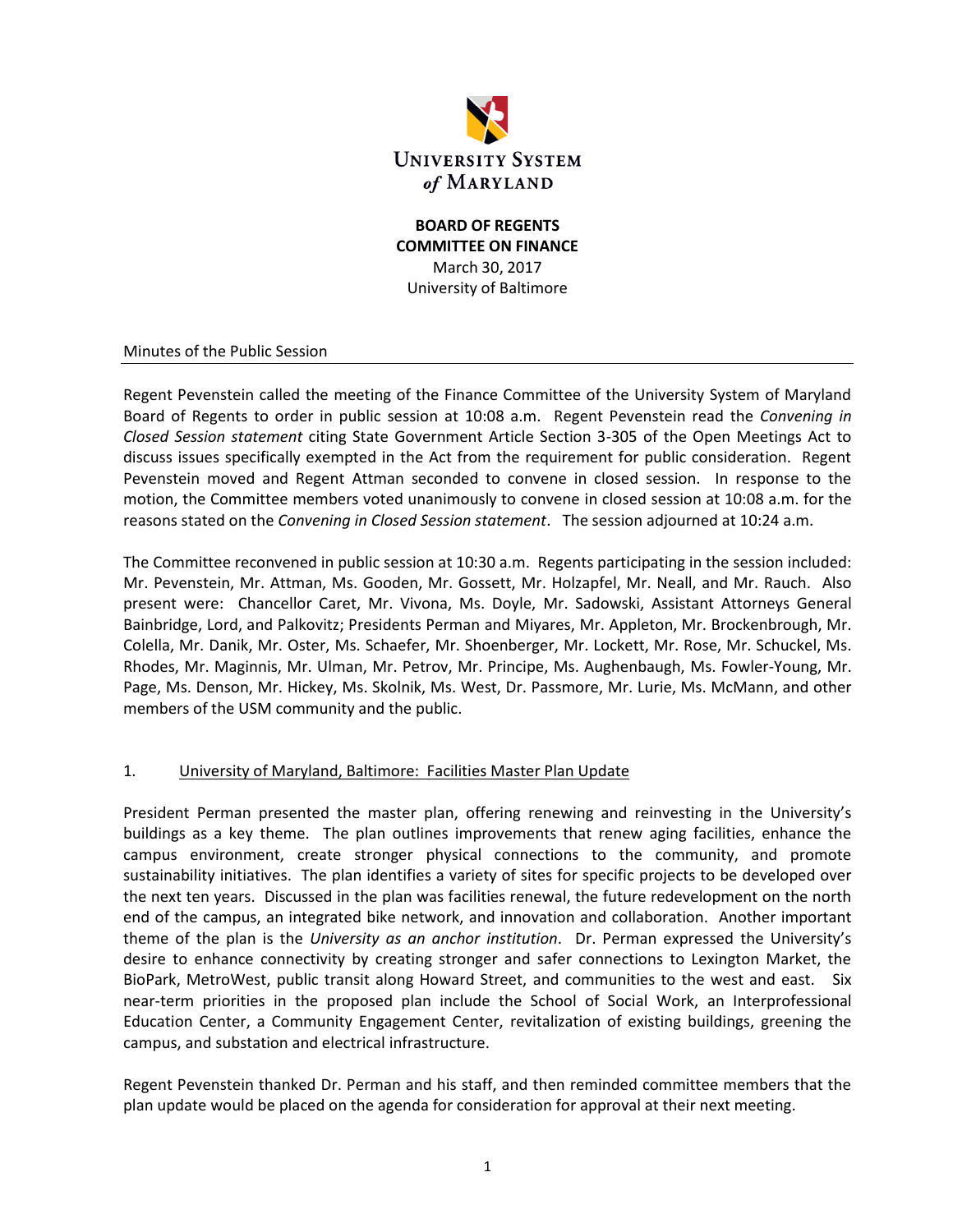**UNIVERSITY SYSTEM of MARYLAND**

**BOARD OF REGENTS**
**COMMITTEE ON FINANCE**
March 30, 2017
University of Baltimore

Minutes of the Public Session

Regent Pevenstein called the meeting of the Finance Committee of the University System of Maryland Board of Regents to order in public session at 10:08 a.m. Regent Pevenstein read the *Convening in Closed Session statement* citing State Government Article Section 3-305 of the Open Meetings Act to discuss issues specifically exempted in the Act from the requirement for public consideration. Regent Pevenstein moved and Regent Attman seconded to convene in closed session. In response to the motion, the Committee members voted unanimously to convene in closed session at 10:08 a.m. for the reasons stated on the *Convening in Closed Session statement*. The session adjourned at 10:24 a.m.

The Committee reconvened in public session at 10:30 a.m. Regents participating in the session included: Mr. Pevenstein, Mr. Attman, Ms. Gooden, Mr. Gossett, Mr. Holzapfel, Mr. Neall, and Mr. Rauch. Also present were: Chancellor Caret, Mr. Vivona, Ms. Doyle, Mr. Sadowski, Assistant Attorneys General Bainbridge, Lord, and Palkovitz; Presidents Perman and Miyares, Mr. Appleton, Mr. Brockenbrough, Mr. Colella, Mr. Danik, Mr. Oster, Ms. Schaefer, Mr. Shoenberger, Mr. Lockett, Mr. Rose, Mr. Schuckel, Ms. Rhodes, Mr. Maginnis, Mr. Ulman, Mr. Petrov, Mr. Principe, Ms. Aughenbaugh, Ms. Fowler-Young, Mr. Page, Ms. Denson, Mr. Hickey, Ms. Skolnik, Ms. West, Dr. Passmore, Mr. Lurie, Ms. McMann, and other members of the USM community and the public.

1. University of Maryland, Baltimore: Facilities Master Plan Update

President Perman presented the master plan, offering renewing and reinvesting in the University's buildings as a key theme. The plan outlines improvements that renew aging facilities, enhance the campus environment, create stronger physical connections to the community, and promote sustainability initiatives. The plan identifies a variety of sites for specific projects to be developed over the next ten years. Discussed in the plan was facilities renewal, the future redevelopment on the north end of the campus, an integrated bike network, and innovation and collaboration. Another important theme of the plan is the *University as an anchor institution*. Dr. Perman expressed the University's desire to enhance connectivity by creating stronger and safer connections to Lexington Market, the BioPark, MetroWest, public transit along Howard Street, and communities to the west and east. Six near-term priorities in the proposed plan include the School of Social Work, an Interprofessional Education Center, a Community Engagement Center, revitalization of existing buildings, greening the campus, and substation and electrical infrastructure.

Regent Pevenstein thanked Dr. Perman and his staff, and then reminded committee members that the plan update would be placed on the agenda for consideration for approval at their next meeting.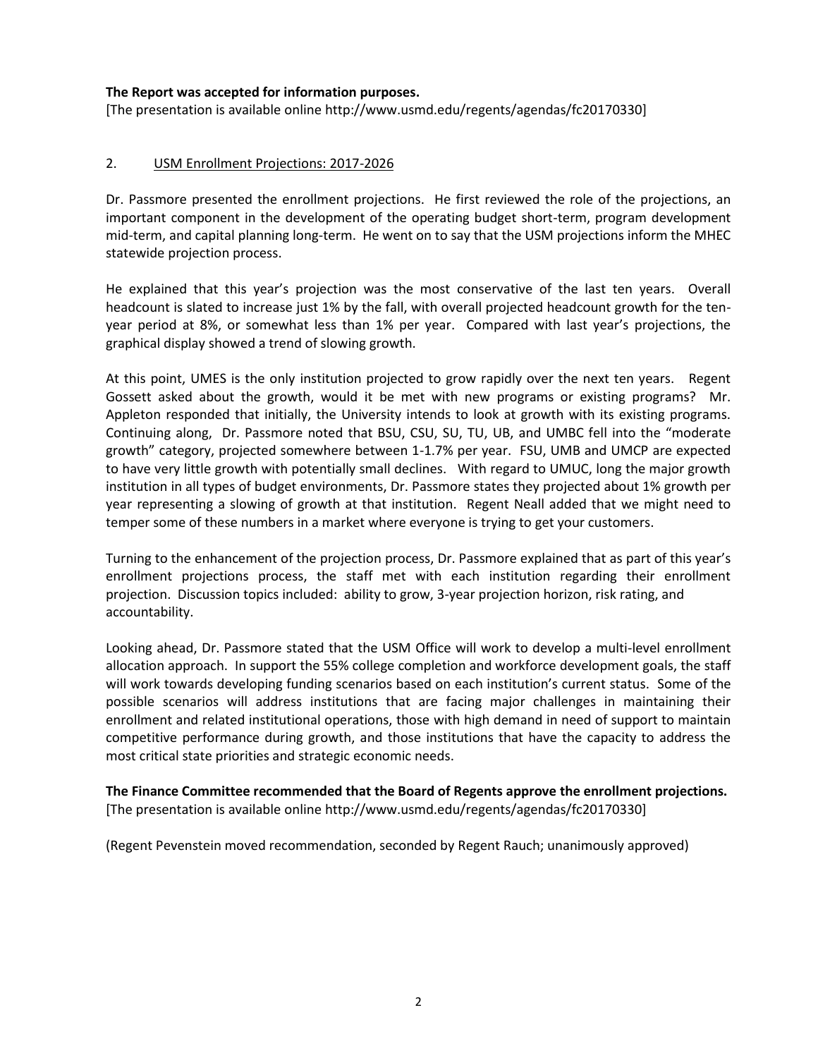**The Report was accepted for information purposes.**
[The presentation is available online http://www.usmd.edu/regents/agendas/fc20170330]

2. USM Enrollment Projections: 2017-2026

Dr. Passmore presented the enrollment projections. He first reviewed the role of the projections, an important component in the development of the operating budget short-term, program development mid-term, and capital planning long-term. He went on to say that the USM projections inform the MHEC statewide projection process.

He explained that this year's projection was the most conservative of the last ten years. Overall headcount is slated to increase just 1% by the fall, with overall projected headcount growth for the ten-year period at 8%, or somewhat less than 1% per year. Compared with last year's projections, the graphical display showed a trend of slowing growth.

At this point, UMES is the only institution projected to grow rapidly over the next ten years. Regent Gossett asked about the growth, would it be met with new programs or existing programs? Mr. Appleton responded that initially, the University intends to look at growth with its existing programs. Continuing along, Dr. Passmore noted that BSU, CSU, SU, TU, UB, and UMBC fell into the "moderate growth" category, projected somewhere between 1-1.7% per year. FSU, UMB and UMCP are expected to have very little growth with potentially small declines. With regard to UMUC, long the major growth institution in all types of budget environments, Dr. Passmore states they projected about 1% growth per year representing a slowing of growth at that institution. Regent Neall added that we might need to temper some of these numbers in a market where everyone is trying to get your customers.

Turning to the enhancement of the projection process, Dr. Passmore explained that as part of this year's enrollment projections process, the staff met with each institution regarding their enrollment projection. Discussion topics included: ability to grow, 3-year projection horizon, risk rating, and accountability.

Looking ahead, Dr. Passmore stated that the USM Office will work to develop a multi-level enrollment allocation approach. In support the 55% college completion and workforce development goals, the staff will work towards developing funding scenarios based on each institution's current status. Some of the possible scenarios will address institutions that are facing major challenges in maintaining their enrollment and related institutional operations, those with high demand in need of support to maintain competitive performance during growth, and those institutions that have the capacity to address the most critical state priorities and strategic economic needs.

**The Finance Committee recommended that the Board of Regents approve the enrollment projections.**
[The presentation is available online http://www.usmd.edu/regents/agendas/fc20170330]

(Regent Pevenstein moved recommendation, seconded by Regent Rauch; unanimously approved)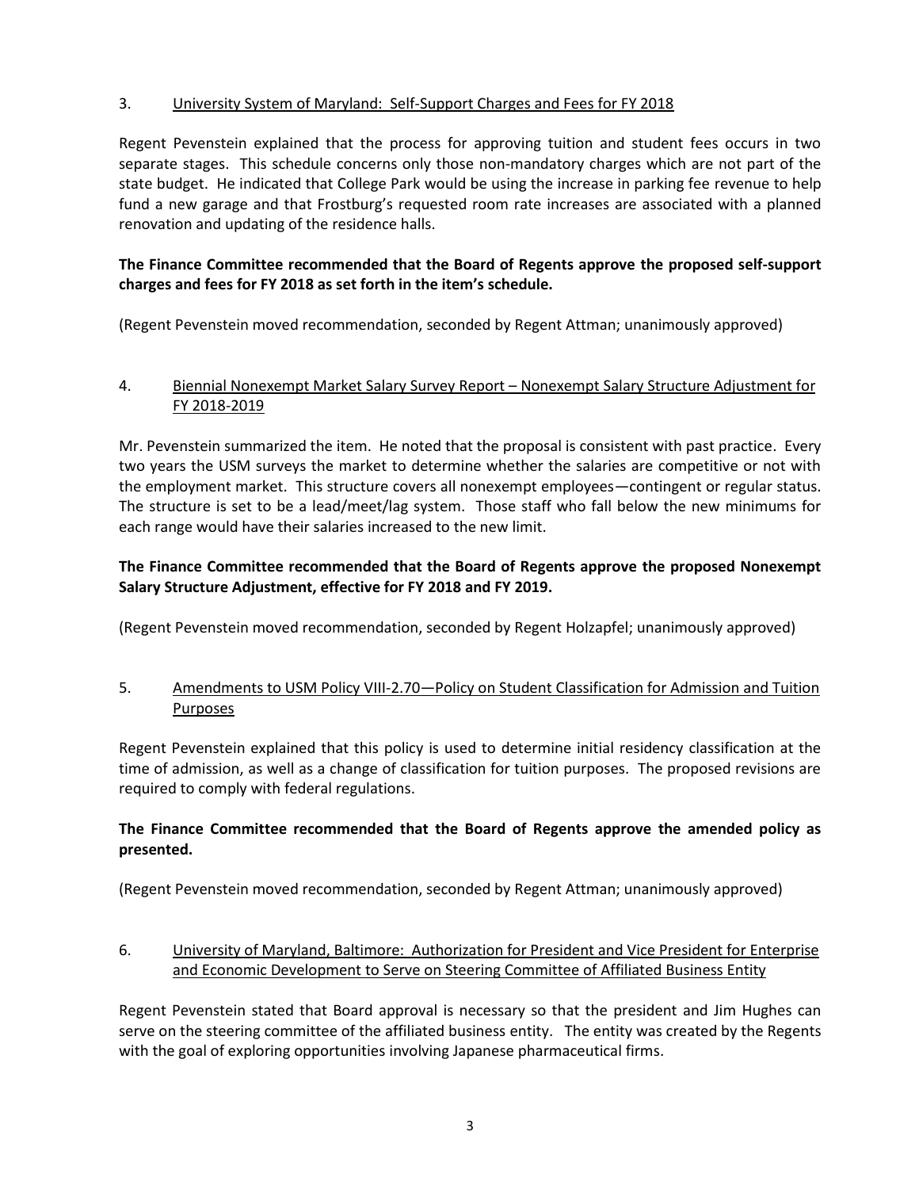3. <u>University System of Maryland: Self-Support Charges and Fees for FY 2018</u>

Regent Pevenstein explained that the process for approving tuition and student fees occurs in two separate stages. This schedule concerns only those non-mandatory charges which are not part of the state budget. He indicated that College Park would be using the increase in parking fee revenue to help fund a new garage and that Frostburg's requested room rate increases are associated with a planned renovation and updating of the residence halls.

**The Finance Committee recommended that the Board of Regents approve the proposed self-support charges and fees for FY 2018 as set forth in the item's schedule.**

(Regent Pevenstein moved recommendation, seconded by Regent Attman; unanimously approved)

4. <u>Biennial Nonexempt Market Salary Survey Report – Nonexempt Salary Structure Adjustment for FY 2018-2019</u>

Mr. Pevenstein summarized the item. He noted that the proposal is consistent with past practice. Every two years the USM surveys the market to determine whether the salaries are competitive or not with the employment market. This structure covers all nonexempt employees—contingent or regular status. The structure is set to be a lead/meet/lag system. Those staff who fall below the new minimums for each range would have their salaries increased to the new limit.

**The Finance Committee recommended that the Board of Regents approve the proposed Nonexempt Salary Structure Adjustment, effective for FY 2018 and FY 2019.**

(Regent Pevenstein moved recommendation, seconded by Regent Holzapfel; unanimously approved)

5. <u>Amendments to USM Policy VIII-2.70—Policy on Student Classification for Admission and Tuition Purposes</u>

Regent Pevenstein explained that this policy is used to determine initial residency classification at the time of admission, as well as a change of classification for tuition purposes. The proposed revisions are required to comply with federal regulations.

**The Finance Committee recommended that the Board of Regents approve the amended policy as presented.**

(Regent Pevenstein moved recommendation, seconded by Regent Attman; unanimously approved)

6. <u>University of Maryland, Baltimore: Authorization for President and Vice President for Enterprise and Economic Development to Serve on Steering Committee of Affiliated Business Entity</u>

Regent Pevenstein stated that Board approval is necessary so that the president and Jim Hughes can serve on the steering committee of the affiliated business entity. The entity was created by the Regents with the goal of exploring opportunities involving Japanese pharmaceutical firms.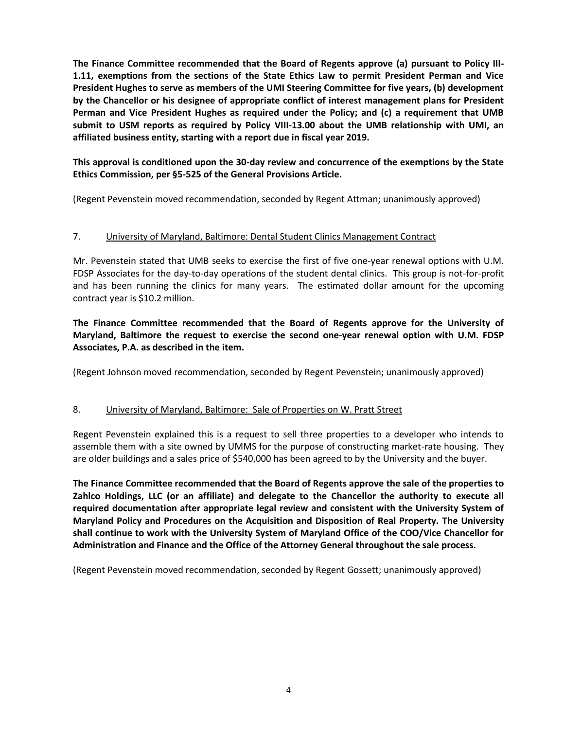**The Finance Committee recommended that the Board of Regents approve (a) pursuant to Policy III-1.11, exemptions from the sections of the State Ethics Law to permit President Perman and Vice President Hughes to serve as members of the UMI Steering Committee for five years, (b) development by the Chancellor or his designee of appropriate conflict of interest management plans for President Perman and Vice President Hughes as required under the Policy; and (c) a requirement that UMB submit to USM reports as required by Policy VIII-13.00 about the UMB relationship with UMI, an affiliated business entity, starting with a report due in fiscal year 2019.**

**This approval is conditioned upon the 30-day review and concurrence of the exemptions by the State Ethics Commission, per §5-525 of the General Provisions Article.**

(Regent Pevenstein moved recommendation, seconded by Regent Attman; unanimously approved)

7. <u>University of Maryland, Baltimore: Dental Student Clinics Management Contract</u>

Mr. Pevenstein stated that UMB seeks to exercise the first of five one-year renewal options with U.M. FDSP Associates for the day-to-day operations of the student dental clinics. This group is not-for-profit and has been running the clinics for many years. The estimated dollar amount for the upcoming contract year is $10.2 million.

**The Finance Committee recommended that the Board of Regents approve for the University of Maryland, Baltimore the request to exercise the second one-year renewal option with U.M. FDSP Associates, P.A. as described in the item.**

(Regent Johnson moved recommendation, seconded by Regent Pevenstein; unanimously approved)

8. <u>University of Maryland, Baltimore: Sale of Properties on W. Pratt Street</u>

Regent Pevenstein explained this is a request to sell three properties to a developer who intends to assemble them with a site owned by UMMS for the purpose of constructing market-rate housing. They are older buildings and a sales price of $540,000 has been agreed to by the University and the buyer.

**The Finance Committee recommended that the Board of Regents approve the sale of the properties to Zahlco Holdings, LLC (or an affiliate) and delegate to the Chancellor the authority to execute all required documentation after appropriate legal review and consistent with the University System of Maryland Policy and Procedures on the Acquisition and Disposition of Real Property. The University shall continue to work with the University System of Maryland Office of the COO/Vice Chancellor for Administration and Finance and the Office of the Attorney General throughout the sale process.**

(Regent Pevenstein moved recommendation, seconded by Regent Gossett; unanimously approved)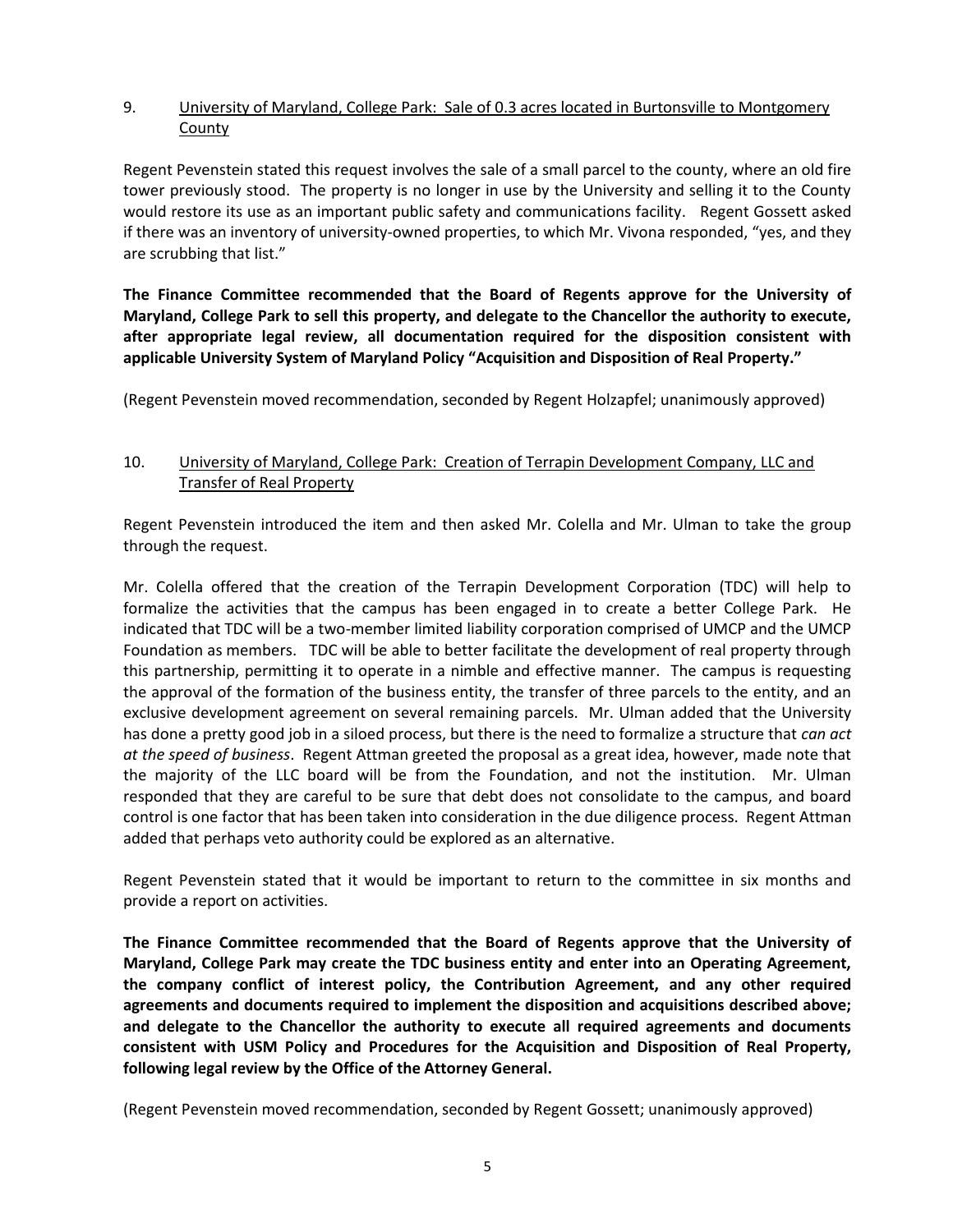9. <u>University of Maryland, College Park: Sale of 0.3 acres located in Burtonsville to Montgomery County</u>

Regent Pevenstein stated this request involves the sale of a small parcel to the county, where an old fire tower previously stood. The property is no longer in use by the University and selling it to the County would restore its use as an important public safety and communications facility. Regent Gossett asked if there was an inventory of university-owned properties, to which Mr. Vivona responded, "yes, and they are scrubbing that list."

**The Finance Committee recommended that the Board of Regents approve for the University of Maryland, College Park to sell this property, and delegate to the Chancellor the authority to execute, after appropriate legal review, all documentation required for the disposition consistent with applicable University System of Maryland Policy "Acquisition and Disposition of Real Property."**

(Regent Pevenstein moved recommendation, seconded by Regent Holzapfel; unanimously approved)

10. <u>University of Maryland, College Park: Creation of Terrapin Development Company, LLC and Transfer of Real Property</u>

Regent Pevenstein introduced the item and then asked Mr. Colella and Mr. Ulman to take the group through the request.

Mr. Colella offered that the creation of the Terrapin Development Corporation (TDC) will help to formalize the activities that the campus has been engaged in to create a better College Park. He indicated that TDC will be a two-member limited liability corporation comprised of UMCP and the UMCP Foundation as members. TDC will be able to better facilitate the development of real property through this partnership, permitting it to operate in a nimble and effective manner. The campus is requesting the approval of the formation of the business entity, the transfer of three parcels to the entity, and an exclusive development agreement on several remaining parcels. Mr. Ulman added that the University has done a pretty good job in a siloed process, but there is the need to formalize a structure that *can act at the speed of business*. Regent Attman greeted the proposal as a great idea, however, made note that the majority of the LLC board will be from the Foundation, and not the institution. Mr. Ulman responded that they are careful to be sure that debt does not consolidate to the campus, and board control is one factor that has been taken into consideration in the due diligence process. Regent Attman added that perhaps veto authority could be explored as an alternative.

Regent Pevenstein stated that it would be important to return to the committee in six months and provide a report on activities.

**The Finance Committee recommended that the Board of Regents approve that the University of Maryland, College Park may create the TDC business entity and enter into an Operating Agreement, the company conflict of interest policy, the Contribution Agreement, and any other required agreements and documents required to implement the disposition and acquisitions described above; and delegate to the Chancellor the authority to execute all required agreements and documents consistent with USM Policy and Procedures for the Acquisition and Disposition of Real Property, following legal review by the Office of the Attorney General.**

(Regent Pevenstein moved recommendation, seconded by Regent Gossett; unanimously approved)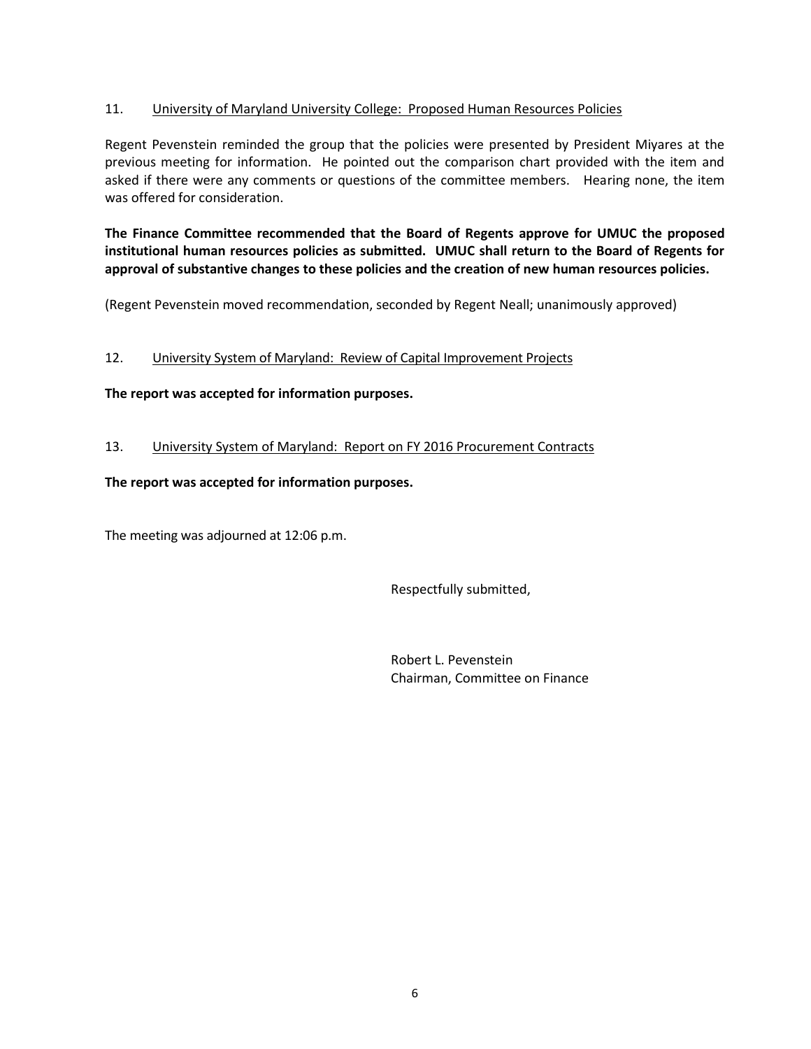11. University of Maryland University College: Proposed Human Resources Policies

Regent Pevenstein reminded the group that the policies were presented by President Miyares at the previous meeting for information. He pointed out the comparison chart provided with the item and asked if there were any comments or questions of the committee members. Hearing none, the item was offered for consideration.

**The Finance Committee recommended that the Board of Regents approve for UMUC the proposed institutional human resources policies as submitted. UMUC shall return to the Board of Regents for approval of substantive changes to these policies and the creation of new human resources policies.**

(Regent Pevenstein moved recommendation, seconded by Regent Neall; unanimously approved)

12. University System of Maryland: Review of Capital Improvement Projects

**The report was accepted for information purposes.**

13. University System of Maryland: Report on FY 2016 Procurement Contracts

**The report was accepted for information purposes.**

The meeting was adjourned at 12:06 p.m.

Respectfully submitted,

Robert L. Pevenstein
Chairman, Committee on Finance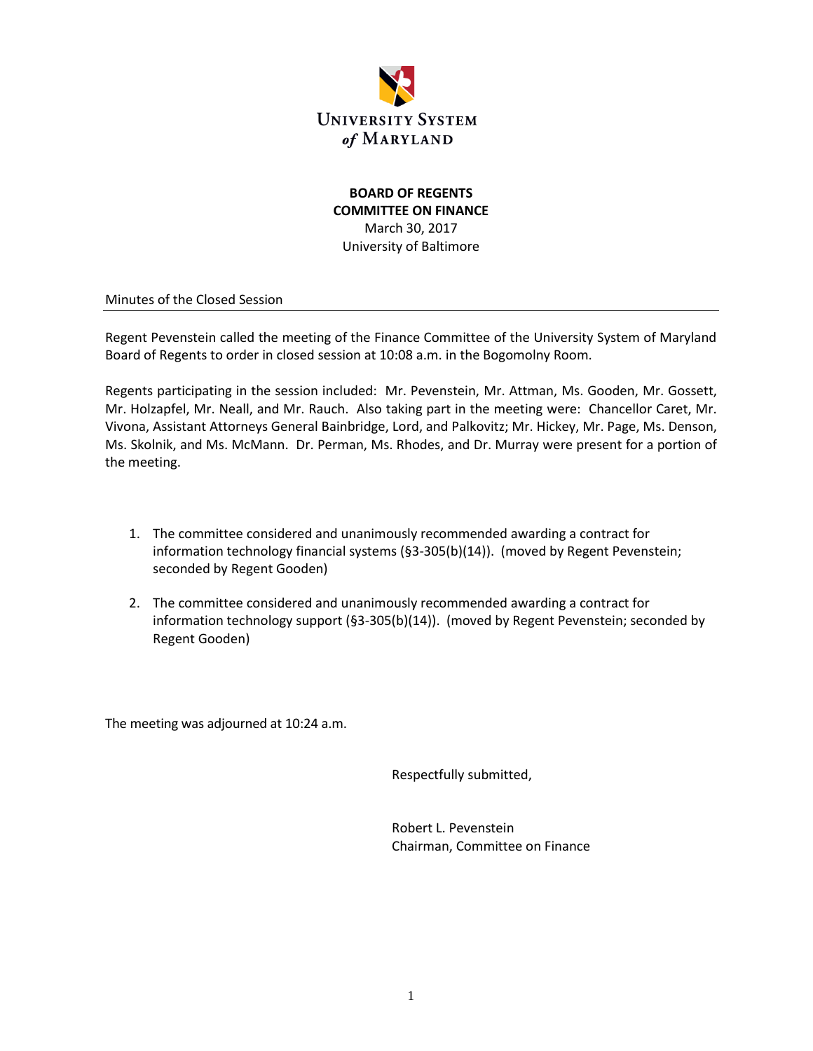University System of Maryland

**BOARD OF REGENTS**
**COMMITTEE ON FINANCE**
March 30, 2017
University of Baltimore

Minutes of the Closed Session

Regent Pevenstein called the meeting of the Finance Committee of the University System of Maryland Board of Regents to order in closed session at 10:08 a.m. in the Bogomolny Room.

Regents participating in the session included: Mr. Pevenstein, Mr. Attman, Ms. Gooden, Mr. Gossett, Mr. Holzapfel, Mr. Neall, and Mr. Rauch. Also taking part in the meeting were: Chancellor Caret, Mr. Vivona, Assistant Attorneys General Bainbridge, Lord, and Palkovitz; Mr. Hickey, Mr. Page, Ms. Denson, Ms. Skolnik, and Ms. McMann. Dr. Perman, Ms. Rhodes, and Dr. Murray were present for a portion of the meeting.

1. The committee considered and unanimously recommended awarding a contract for information technology financial systems (§3-305(b)(14)). (moved by Regent Pevenstein; seconded by Regent Gooden)

2. The committee considered and unanimously recommended awarding a contract for information technology support (§3-305(b)(14)). (moved by Regent Pevenstein; seconded by Regent Gooden)

The meeting was adjourned at 10:24 a.m.

Respectfully submitted,

Robert L. Pevenstein
Chairman, Committee on Finance